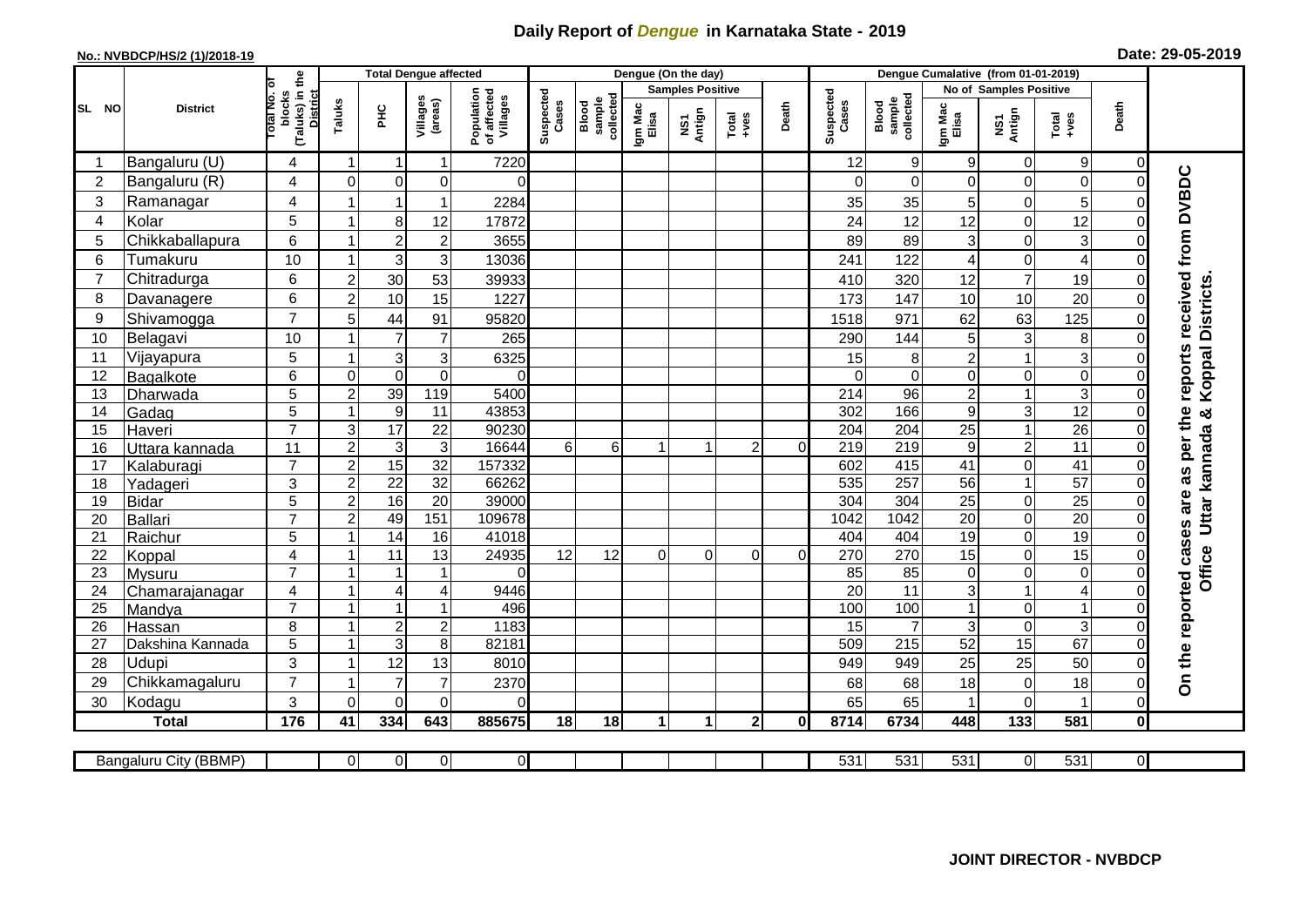# Daily Report of *Dengue* in Karnataka State - 2019

**No.: NVBDCP/HS/2 (1)/2018-19**

**Date: 29-05-2019**

| SL NO | District | Total No. of blocks (Taluks) in the District | Total Dengue affected | | | | Dengue (On the day) | | | | | | Dengue Cumalative (from 01-01-2019) | | | | | | |
|---|---|---|---|---|---|---|---|---|---|---|---|---|---|---|---|---|---|---|---|
| | | | Taluks | PHC | Villages (areas) | Population of affected Villages | Suspected Cases | Blood sample collected | Samples Positive | | | Death | Suspected Cases | Blood sample collected | No of Samples Positive | | | Death | |
| | | | | | | | | | Igm Mac Elisa | NS1 Antign | Total +ves | | | | Igm Mac Elisa | NS1 Antign | Total +ves | | |
| 1 | Bangaluru (U) | 4 | 1 | 1 | 1 | 7220 | | | | | | | 12 | 9 | 9 | 0 | 9 | 0 | On the reported cases are as per the reports received from DVBDC Office Uttar kannada & Koppal Districts. |
| 2 | Bangaluru (R) | 4 | 0 | 0 | 0 | 0 | | | | | | | 0 | 0 | 0 | 0 | 0 | 0 | |
| 3 | Ramanagar | 4 | 1 | 1 | 1 | 2284 | | | | | | | 35 | 35 | 5 | 0 | 5 | 0 | |
| 4 | Kolar | 5 | 1 | 8 | 12 | 17872 | | | | | | | 24 | 12 | 12 | 0 | 12 | 0 | |
| 5 | Chikkaballapura | 6 | 1 | 2 | 2 | 3655 | | | | | | | 89 | 89 | 3 | 0 | 3 | 0 | |
| 6 | Tumakuru | 10 | 1 | 3 | 3 | 13036 | | | | | | | 241 | 122 | 4 | 0 | 4 | 0 | |
| 7 | Chitradurga | 6 | 2 | 30 | 53 | 39933 | | | | | | | 410 | 320 | 12 | 7 | 19 | 0 | |
| 8 | Davanagere | 6 | 2 | 10 | 15 | 1227 | | | | | | | 173 | 147 | 10 | 10 | 20 | 0 | |
| 9 | Shivamogga | 7 | 5 | 44 | 91 | 95820 | | | | | | | 1518 | 971 | 62 | 63 | 125 | 0 | |
| 10 | Belagavi | 10 | 1 | 7 | 7 | 265 | | | | | | | 290 | 144 | 5 | 3 | 8 | 0 | |
| 11 | Vijayapura | 5 | 1 | 3 | 3 | 6325 | | | | | | | 15 | 8 | 2 | 1 | 3 | 0 | |
| 12 | Bagalkote | 6 | 0 | 0 | 0 | 0 | | | | | | | 0 | 0 | 0 | 0 | 0 | 0 | |
| 13 | Dharwada | 5 | 2 | 39 | 119 | 5400 | | | | | | | 214 | 96 | 2 | 1 | 3 | 0 | |
| 14 | Gadag | 5 | 1 | 9 | 11 | 43853 | | | | | | | 302 | 166 | 9 | 3 | 12 | 0 | |
| 15 | Haveri | 7 | 3 | 17 | 22 | 90230 | | | | | | | 204 | 204 | 25 | 1 | 26 | 0 | |
| 16 | Uttara kannada | 11 | 2 | 3 | 3 | 16644 | 6 | 6 | 1 | 1 | 2 | 0 | 219 | 219 | 9 | 2 | 11 | 0 | |
| 17 | Kalaburagi | 7 | 2 | 15 | 32 | 157332 | | | | | | | 602 | 415 | 41 | 0 | 41 | 0 | |
| 18 | Yadageri | 3 | 2 | 22 | 32 | 66262 | | | | | | | 535 | 257 | 56 | 1 | 57 | 0 | |
| 19 | Bidar | 5 | 2 | 16 | 20 | 39000 | | | | | | | 304 | 304 | 25 | 0 | 25 | 0 | |
| 20 | Ballari | 7 | 2 | 49 | 151 | 109678 | | | | | | | 1042 | 1042 | 20 | 0 | 20 | 0 | |
| 21 | Raichur | 5 | 1 | 14 | 16 | 41018 | | | | | | | 404 | 404 | 19 | 0 | 19 | 0 | |
| 22 | Koppal | 4 | 1 | 11 | 13 | 24935 | 12 | 12 | 0 | 0 | 0 | 0 | 270 | 270 | 15 | 0 | 15 | 0 | |
| 23 | Mysuru | 7 | 1 | 1 | 1 | 0 | | | | | | | 85 | 85 | 0 | 0 | 0 | 0 | |
| 24 | Chamarajanagar | 4 | 1 | 4 | 4 | 9446 | | | | | | | 20 | 11 | 3 | 1 | 4 | 0 | |
| 25 | Mandya | 7 | 1 | 1 | 1 | 496 | | | | | | | 100 | 100 | 1 | 0 | 1 | 0 | |
| 26 | Hassan | 8 | 1 | 2 | 2 | 1183 | | | | | | | 15 | 7 | 3 | 0 | 3 | 0 | |
| 27 | Dakshina Kannada | 5 | 1 | 3 | 8 | 82181 | | | | | | | 509 | 215 | 52 | 15 | 67 | 0 | |
| 28 | Udupi | 3 | 1 | 12 | 13 | 8010 | | | | | | | 949 | 949 | 25 | 25 | 50 | 0 | |
| 29 | Chikkamagaluru | 7 | 1 | 7 | 7 | 2370 | | | | | | | 68 | 68 | 18 | 0 | 18 | 0 | |
| 30 | Kodagu | 3 | 0 | 0 | 0 | 0 | | | | | | | 65 | 65 | 1 | 0 | 1 | 0 | |
| | **Total** | **176** | **41** | **334** | **643** | **885675** | **18** | **18** | **1** | **1** | **2** | **0** | **8714** | **6734** | **448** | **133** | **581** | **0** | |

| Bangaluru City (BBMP) | | 0 | 0 | 0 | 0 | | | | | | | 531 | 531 | 531 | 0 | 531 | 0 |
|---|---|---|---|---|---|---|---|---|---|---|---|---|---|---|---|---|---|

**JOINT DIRECTOR - NVBDCP**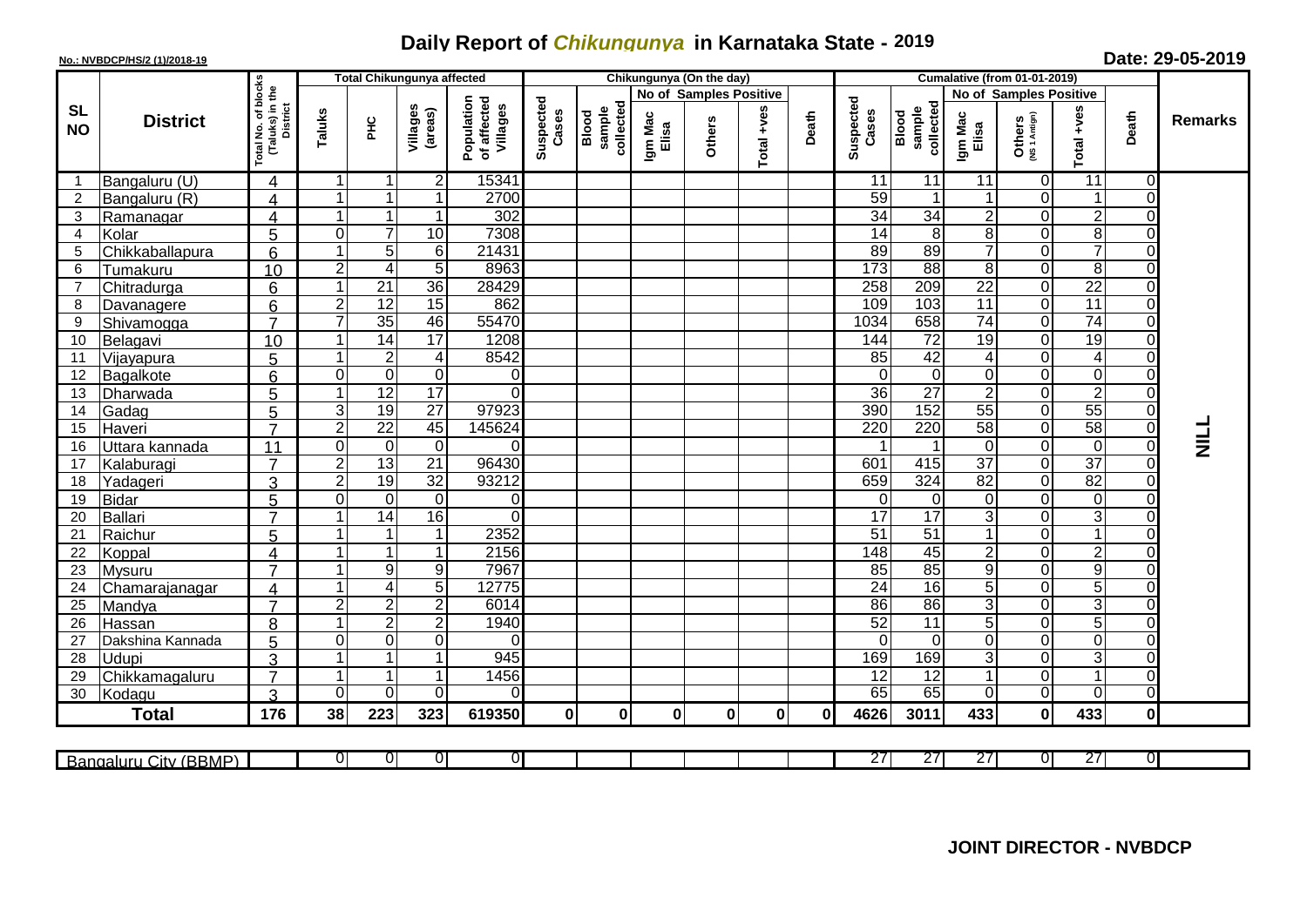# Daily Report of *Chikungunya* in Karnataka State - 2019

**No.: NVBDCP/HS/2 (1)/2018-19**

**Date: 29-05-2019**

| SL NO | District | Total No. of blocks (Taluks) in the District | Total Chikungunya affected | | | | Chikungunya (On the day) | | | | | | | Cumalative (from 01-01-2019) | | | | | | | Remarks |
|---|---|---|---|---|---|---|---|---|---|---|---|---|---|---|---|---|---|---|---|---|---|
| | | | Taluks | PHC | Villages (areas) | Population of affected Villages | Suspected Cases | Blood sample collected | No of Samples Positive | | | Death | Suspected Cases | Blood sample collected | No of Samples Positive | | | Death | |
| | | | | | | | | | Igm Mac Elisa | Others | Total +ves | | | | Igm Mac Elisa | Others (NS 1 Antign) | Total +ves | | |
| 1 | Bangaluru (U) | 4 | 1 | 1 | 2 | 15341 | | | | | | | 11 | 11 | 11 | 0 | 11 | 0 | NILL |
| 2 | Bangaluru (R) | 4 | 1 | 1 | 1 | 2700 | | | | | | | 59 | 1 | 1 | 0 | 1 | 0 | |
| 3 | Ramanagar | 4 | 1 | 1 | 1 | 302 | | | | | | | 34 | 34 | 2 | 0 | 2 | 0 | |
| 4 | Kolar | 5 | 0 | 7 | 10 | 7308 | | | | | | | 14 | 8 | 8 | 0 | 8 | 0 | |
| 5 | Chikkaballapura | 6 | 1 | 5 | 6 | 21431 | | | | | | | 89 | 89 | 7 | 0 | 7 | 0 | |
| 6 | Tumakuru | 10 | 2 | 4 | 5 | 8963 | | | | | | | 173 | 88 | 8 | 0 | 8 | 0 | |
| 7 | Chitradurga | 6 | 1 | 21 | 36 | 28429 | | | | | | | 258 | 209 | 22 | 0 | 22 | 0 | |
| 8 | Davanagere | 6 | 2 | 12 | 15 | 862 | | | | | | | 109 | 103 | 11 | 0 | 11 | 0 | |
| 9 | Shivamogga | 7 | 7 | 35 | 46 | 55470 | | | | | | | 1034 | 658 | 74 | 0 | 74 | 0 | |
| 10 | Belagavi | 10 | 1 | 14 | 17 | 1208 | | | | | | | 144 | 72 | 19 | 0 | 19 | 0 | |
| 11 | Vijayapura | 5 | 1 | 2 | 4 | 8542 | | | | | | | 85 | 42 | 4 | 0 | 4 | 0 | |
| 12 | Bagalkote | 6 | 0 | 0 | 0 | 0 | | | | | | | 0 | 0 | 0 | 0 | 0 | 0 | |
| 13 | Dharwada | 5 | 1 | 12 | 17 | 0 | | | | | | | 36 | 27 | 2 | 0 | 2 | 0 | |
| 14 | Gadag | 5 | 3 | 19 | 27 | 97923 | | | | | | | 390 | 152 | 55 | 0 | 55 | 0 | |
| 15 | Haveri | 7 | 2 | 22 | 45 | 145624 | | | | | | | 220 | 220 | 58 | 0 | 58 | 0 | |
| 16 | Uttara kannada | 11 | 0 | 0 | 0 | 0 | | | | | | | 1 | 1 | 0 | 0 | 0 | 0 | |
| 17 | Kalaburagi | 7 | 2 | 13 | 21 | 96430 | | | | | | | 601 | 415 | 37 | 0 | 37 | 0 | |
| 18 | Yadageri | 3 | 2 | 19 | 32 | 93212 | | | | | | | 659 | 324 | 82 | 0 | 82 | 0 | |
| 19 | Bidar | 5 | 0 | 0 | 0 | 0 | | | | | | | 0 | 0 | 0 | 0 | 0 | 0 | |
| 20 | Ballari | 7 | 1 | 14 | 16 | 0 | | | | | | | 17 | 17 | 3 | 0 | 3 | 0 | |
| 21 | Raichur | 5 | 1 | 1 | 1 | 2352 | | | | | | | 51 | 51 | 1 | 0 | 1 | 0 | |
| 22 | Koppal | 4 | 1 | 1 | 1 | 2156 | | | | | | | 148 | 45 | 2 | 0 | 2 | 0 | |
| 23 | Mysuru | 7 | 1 | 9 | 9 | 7967 | | | | | | | 85 | 85 | 9 | 0 | 9 | 0 | |
| 24 | Chamarajanagar | 4 | 1 | 4 | 5 | 12775 | | | | | | | 24 | 16 | 5 | 0 | 5 | 0 | |
| 25 | Mandya | 7 | 2 | 2 | 2 | 6014 | | | | | | | 86 | 86 | 3 | 0 | 3 | 0 | |
| 26 | Hassan | 8 | 1 | 2 | 2 | 1940 | | | | | | | 52 | 11 | 5 | 0 | 5 | 0 | |
| 27 | Dakshina Kannada | 5 | 0 | 0 | 0 | 0 | | | | | | | 0 | 0 | 0 | 0 | 0 | 0 | |
| 28 | Udupi | 3 | 1 | 1 | 1 | 945 | | | | | | | 169 | 169 | 3 | 0 | 3 | 0 | |
| 29 | Chikkamagaluru | 7 | 1 | 1 | 1 | 1456 | | | | | | | 12 | 12 | 1 | 0 | 1 | 0 | |
| 30 | Kodagu | 3 | 0 | 0 | 0 | 0 | | | | | | | 65 | 65 | 0 | 0 | 0 | 0 | |
| **Total** | | **176** | **38** | **223** | **323** | **619350** | **0** | **0** | **0** | **0** | **0** | **0** | **4626** | **3011** | **433** | **0** | **433** | **0** | |

| | | | | | | | | | | | | | | | | | | |
|---|---|---|---|---|---|---|---|---|---|---|---|---|---|---|---|---|---|---|
| Bangaluru City (BBMP) | | 0 | 0 | 0 | 0 | | | | | | | 27 | 27 | 27 | 0 | 27 | 0 | |

**JOINT DIRECTOR - NVBDCP**